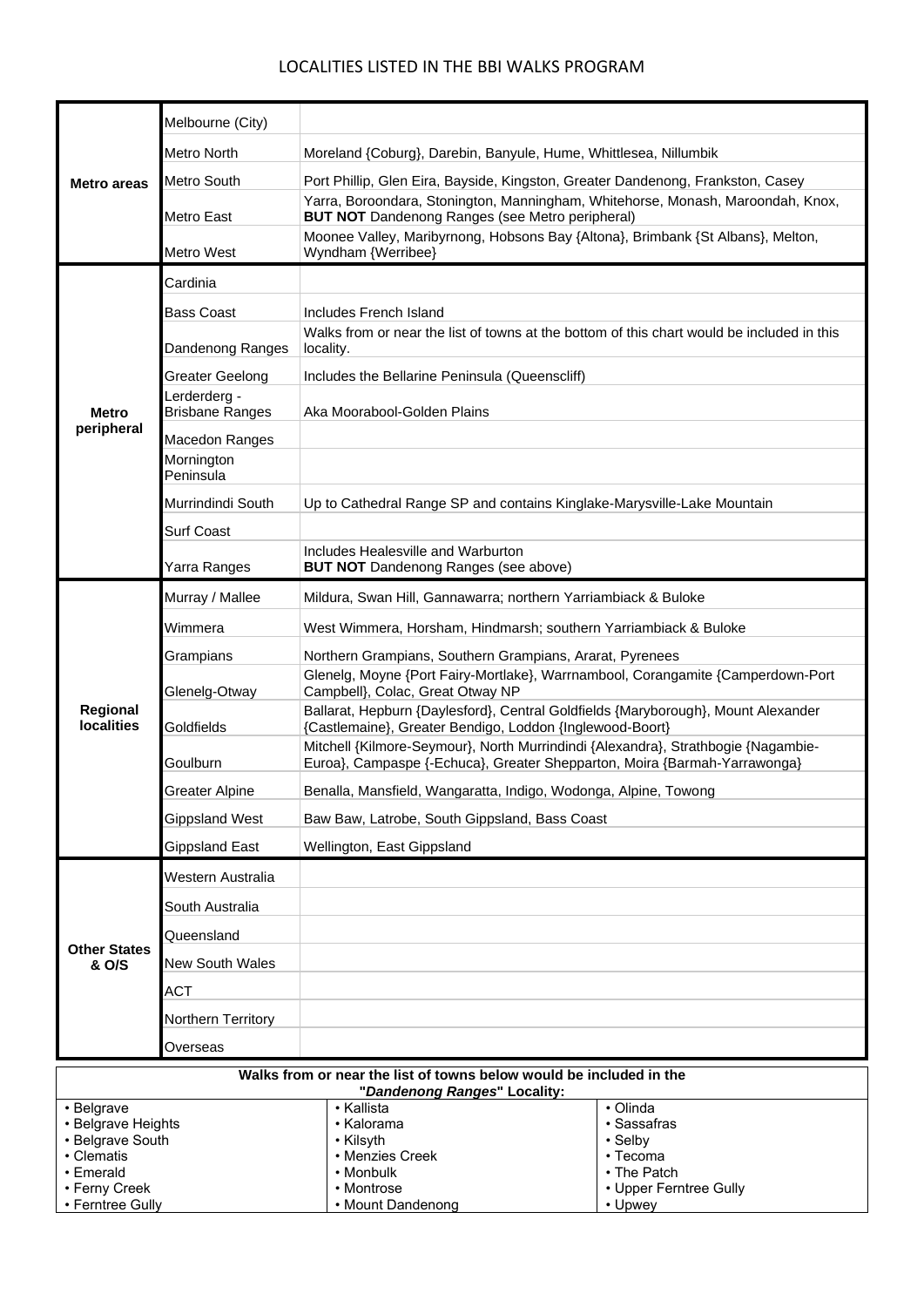# LOCALITIES LISTED IN THE BBI WALKS PROGRAM

| | | |
|---|---|---|
| **Metro areas** | Melbourne (City) | |
| | Metro North | Moreland {Coburg}, Darebin, Banyule, Hume, Whittlesea, Nillumbik |
| | Metro South | Port Phillip, Glen Eira, Bayside, Kingston, Greater Dandenong, Frankston, Casey |
| | Metro East | Yarra, Boroondara, Stonington, Manningham, Whitehorse, Monash, Maroondah, Knox, **BUT NOT** Dandenong Ranges (see Metro peripheral) |
| | Metro West | Moonee Valley, Maribyrnong, Hobsons Bay {Altona}, Brimbank {St Albans}, Melton, Wyndham {Werribee} |
| **Metro peripheral** | Cardinia | |
| | Bass Coast | Includes French Island |
| | Dandenong Ranges | Walks from or near the list of towns at the bottom of this chart would be included in this locality. |
| | Greater Geelong | Includes the Bellarine Peninsula (Queenscliff) |
| | Lerderderg - Brisbane Ranges | Aka Moorabool-Golden Plains |
| | Macedon Ranges | |
| | Mornington Peninsula | |
| | Murrindindi South | Up to Cathedral Range SP and contains Kinglake-Marysville-Lake Mountain |
| | Surf Coast | |
| | Yarra Ranges | Includes Healesville and Warburton **BUT NOT** Dandenong Ranges (see above) |
| **Regional localities** | Murray / Mallee | Mildura, Swan Hill, Gannawarra; northern Yarriambiack & Buloke |
| | Wimmera | West Wimmera, Horsham, Hindmarsh; southern Yarriambiack & Buloke |
| | Grampians | Northern Grampians, Southern Grampians, Ararat, Pyrenees |
| | Glenelg-Otway | Glenelg, Moyne {Port Fairy-Mortlake}, Warrnambool, Corangamite {Camperdown-Port Campbell}, Colac, Great Otway NP |
| | Goldfields | Ballarat, Hepburn {Daylesford}, Central Goldfields {Maryborough}, Mount Alexander {Castlemaine}, Greater Bendigo, Loddon {Inglewood-Boort} |
| | Goulburn | Mitchell {Kilmore-Seymour}, North Murrindindi {Alexandra}, Strathbogie {Nagambie-Euroa}, Campaspe {-Echuca}, Greater Shepparton, Moira {Barmah-Yarrawonga} |
| | Greater Alpine | Benalla, Mansfield, Wangaratta, Indigo, Wodonga, Alpine, Towong |
| | Gippsland West | Baw Baw, Latrobe, South Gippsland, Bass Coast |
| | Gippsland East | Wellington, East Gippsland |
| **Other States & O/S** | Western Australia | |
| | South Australia | |
| | Queensland | |
| | New South Wales | |
| | ACT | |
| | Northern Territory | |
| | Overseas | |

| Walks from or near the list of towns below would be included in the "*Dandenong Ranges*" Locality: | | |
|---|---|---|
| • Belgrave | • Kallista | • Olinda |
| • Belgrave Heights | • Kalorama | • Sassafras |
| • Belgrave South | • Kilsyth | • Selby |
| • Clematis | • Menzies Creek | • Tecoma |
| • Emerald | • Monbulk | • The Patch |
| • Ferny Creek | • Montrose | • Upper Ferntree Gully |
| • Ferntree Gully | • Mount Dandenong | • Upwey |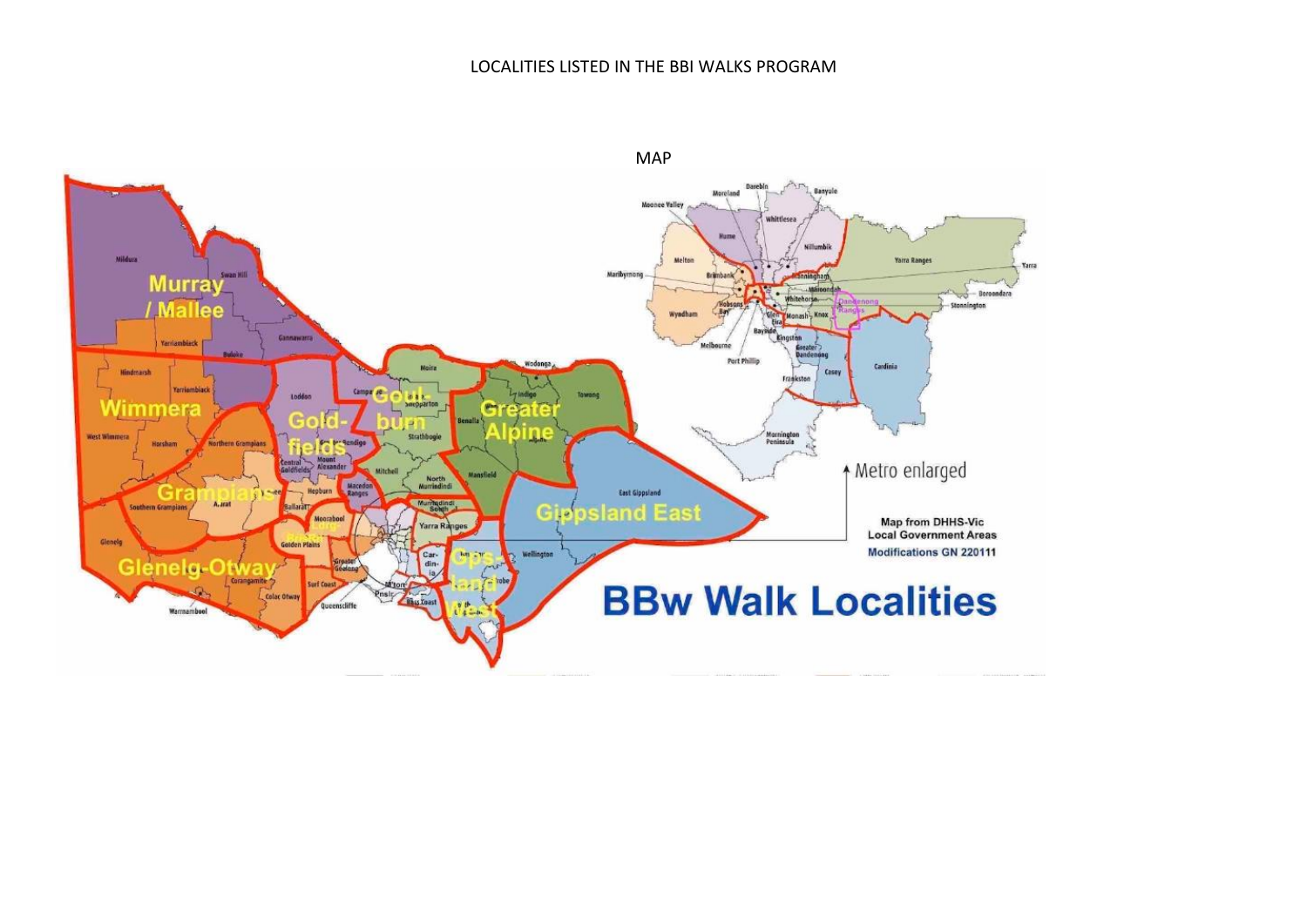LOCALITIES LISTED IN THE BBI WALKS PROGRAM

MAP

Murray / Mallee

Wimmera

Grampians

Glenelg-Otway

Gold-fields

Goul-burn

Greater Alpine

Gippsland East

Gips-land West

Metro enlarged

Map from DHHS-Vic
Local Government Areas
Modifications GN 220111

BBw Walk Localities